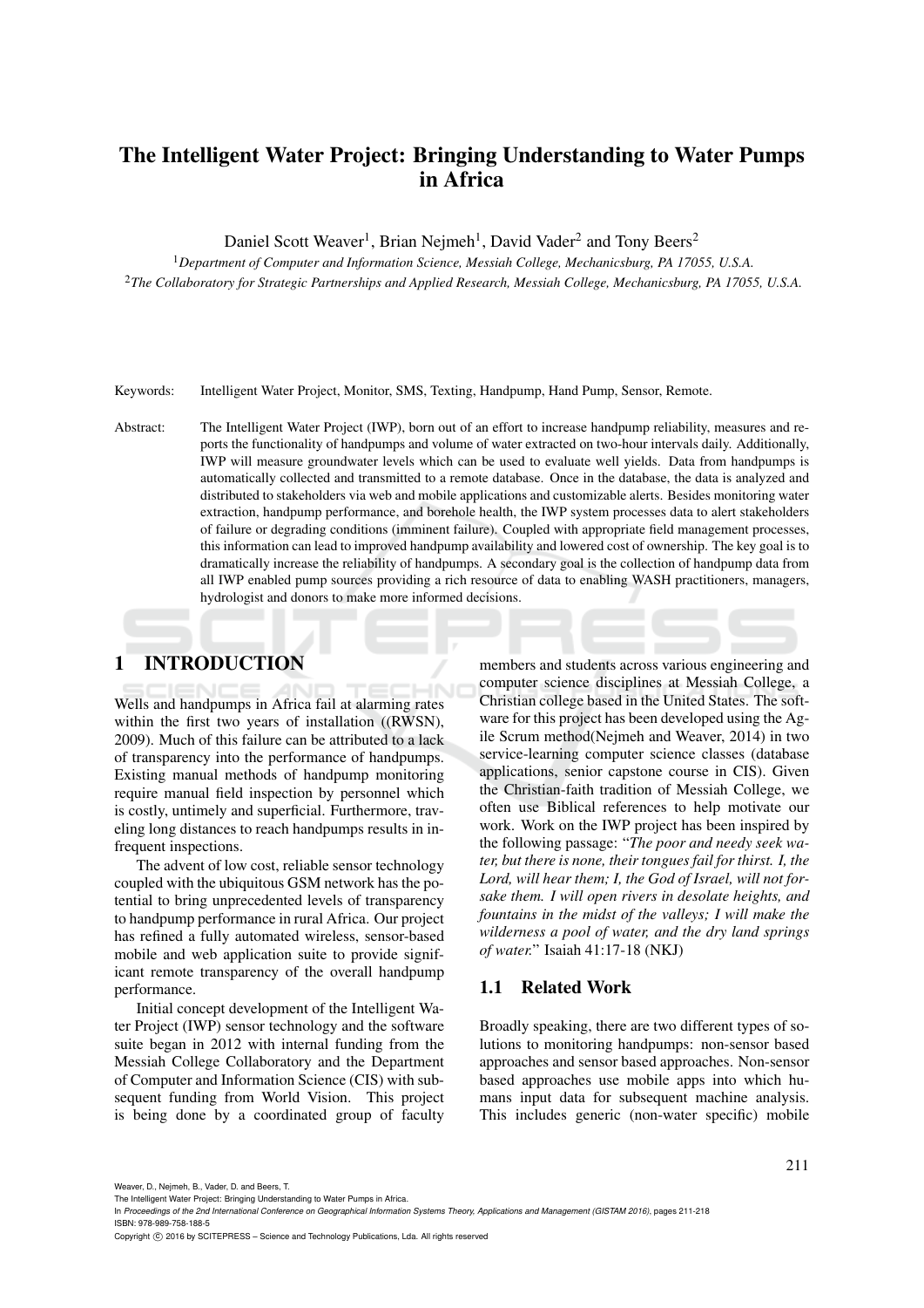# The Intelligent Water Project: Bringing Understanding to Water Pumps in Africa

Daniel Scott Weaver[1], Brian Nejmeh[1], David Vader[2] and Tony Beers[2]

[1]*Department of Computer and Information Science, Messiah College, Mechanicsburg, PA 17055, U.S.A.*

[2]*The Collaboratory for Strategic Partnerships and Applied Research, Messiah College, Mechanicsburg, PA 17055, U.S.A.*

Keywords: Intelligent Water Project, Monitor, SMS, Texting, Handpump, Hand Pump, Sensor, Remote.

Abstract: The Intelligent Water Project (IWP), born out of an effort to increase handpump reliability, measures and reports the functionality of handpumps and volume of water extracted on two-hour intervals daily. Additionally, IWP will measure groundwater levels which can be used to evaluate well yields. Data from handpumps is automatically collected and transmitted to a remote database. Once in the database, the data is analyzed and distributed to stakeholders via web and mobile applications and customizable alerts. Besides monitoring water extraction, handpump performance, and borehole health, the IWP system processes data to alert stakeholders of failure or degrading conditions (imminent failure). Coupled with appropriate field management processes, this information can lead to improved handpump availability and lowered cost of ownership. The key goal is to dramatically increase the reliability of handpumps. A secondary goal is the collection of handpump data from all IWP enabled pump sources providing a rich resource of data to enabling WASH practitioners, managers, hydrologist and donors to make more informed decisions.

## 1 INTRODUCTION

Wells and handpumps in Africa fail at alarming rates within the first two years of installation ((RWSN), 2009). Much of this failure can be attributed to a lack of transparency into the performance of handpumps. Existing manual methods of handpump monitoring require manual field inspection by personnel which is costly, untimely and superficial. Furthermore, traveling long distances to reach handpumps results in infrequent inspections.

The advent of low cost, reliable sensor technology coupled with the ubiquitous GSM network has the potential to bring unprecedented levels of transparency to handpump performance in rural Africa. Our project has refined a fully automated wireless, sensor-based mobile and web application suite to provide significant remote transparency of the overall handpump performance.

Initial concept development of the Intelligent Water Project (IWP) sensor technology and the software suite began in 2012 with internal funding from the Messiah College Collaboratory and the Department of Computer and Information Science (CIS) with subsequent funding from World Vision. This project is being done by a coordinated group of faculty members and students across various engineering and computer science disciplines at Messiah College, a Christian college based in the United States. The software for this project has been developed using the Agile Scrum method(Nejmeh and Weaver, 2014) in two service-learning computer science classes (database applications, senior capstone course in CIS). Given the Christian-faith tradition of Messiah College, we often use Biblical references to help motivate our work. Work on the IWP project has been inspired by the following passage: "*The poor and needy seek water, but there is none, their tongues fail for thirst. I, the Lord, will hear them; I, the God of Israel, will not forsake them. I will open rivers in desolate heights, and fountains in the midst of the valleys; I will make the wilderness a pool of water, and the dry land springs of water.*" Isaiah 41:17-18 (NKJ)

### 1.1 Related Work

Broadly speaking, there are two different types of solutions to monitoring handpumps: non-sensor based approaches and sensor based approaches. Non-sensor based approaches use mobile apps into which humans input data for subsequent machine analysis. This includes generic (non-water specific) mobile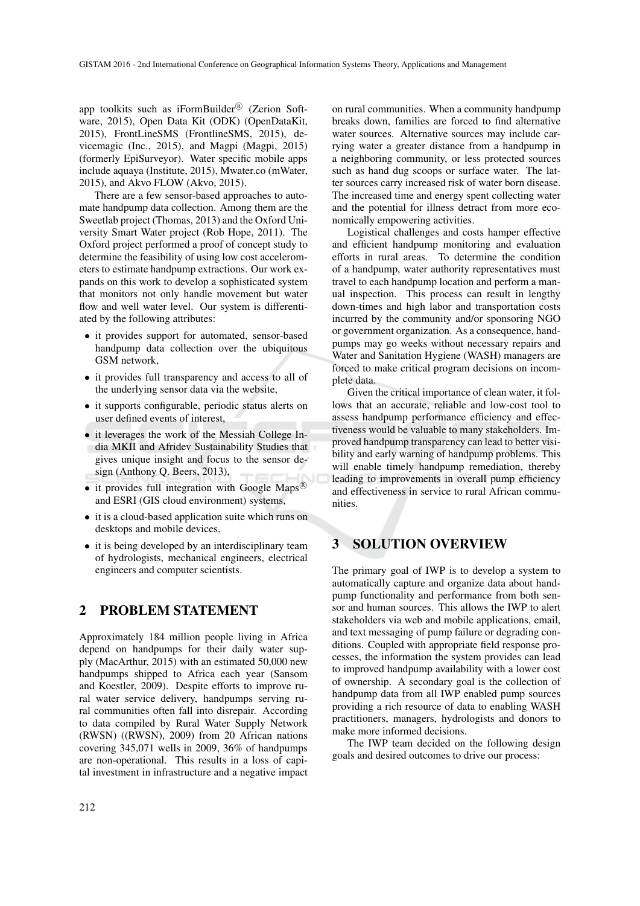app toolkits such as iFormBuilder® (Zerion Software, 2015), Open Data Kit (ODK) (OpenDataKit, 2015), FrontLineSMS (FrontlineSMS, 2015), devicemagic (Inc., 2015), and Magpi (Magpi, 2015) (formerly EpiSurveyor). Water specific mobile apps include aquaya (Institute, 2015), Mwater.co (mWater, 2015), and Akvo FLOW (Akvo, 2015).

There are a few sensor-based approaches to automate handpump data collection. Among them are the Sweetlab project (Thomas, 2013) and the Oxford University Smart Water project (Rob Hope, 2011). The Oxford project performed a proof of concept study to determine the feasibility of using low cost accelerometers to estimate handpump extractions. Our work expands on this work to develop a sophisticated system that monitors not only handle movement but water flow and well water level. Our system is differentiated by the following attributes:

- it provides support for automated, sensor-based handpump data collection over the ubiquitous GSM network,
- it provides full transparency and access to all of the underlying sensor data via the website,
- it supports configurable, periodic status alerts on user defined events of interest,
- it leverages the work of the Messiah College India MKII and Afridev Sustainability Studies that gives unique insight and focus to the sensor design (Anthony Q. Beers, 2013),
- it provides full integration with Google Maps® and ESRI (GIS cloud environment) systems,
- it is a cloud-based application suite which runs on desktops and mobile devices,
- it is being developed by an interdisciplinary team of hydrologists, mechanical engineers, electrical engineers and computer scientists.

## 2 PROBLEM STATEMENT

Approximately 184 million people living in Africa depend on handpumps for their daily water supply (MacArthur, 2015) with an estimated 50,000 new handpumps shipped to Africa each year (Sansom and Koestler, 2009). Despite efforts to improve rural water service delivery, handpumps serving rural communities often fall into disrepair. According to data compiled by Rural Water Supply Network (RWSN) ((RWSN), 2009) from 20 African nations covering 345,071 wells in 2009, 36% of handpumps are non-operational. This results in a loss of capital investment in infrastructure and a negative impact on rural communities. When a community handpump breaks down, families are forced to find alternative water sources. Alternative sources may include carrying water a greater distance from a handpump in a neighboring community, or less protected sources such as hand dug scoops or surface water. The latter sources carry increased risk of water born disease. The increased time and energy spent collecting water and the potential for illness detract from more economically empowering activities.

Logistical challenges and costs hamper effective and efficient handpump monitoring and evaluation efforts in rural areas. To determine the condition of a handpump, water authority representatives must travel to each handpump location and perform a manual inspection. This process can result in lengthy down-times and high labor and transportation costs incurred by the community and/or sponsoring NGO or government organization. As a consequence, handpumps may go weeks without necessary repairs and Water and Sanitation Hygiene (WASH) managers are forced to make critical program decisions on incomplete data.

Given the critical importance of clean water, it follows that an accurate, reliable and low-cost tool to assess handpump performance efficiency and effectiveness would be valuable to many stakeholders. Improved handpump transparency can lead to better visibility and early warning of handpump problems. This will enable timely handpump remediation, thereby leading to improvements in overall pump efficiency and effectiveness in service to rural African communities.

## 3 SOLUTION OVERVIEW

The primary goal of IWP is to develop a system to automatically capture and organize data about handpump functionality and performance from both sensor and human sources. This allows the IWP to alert stakeholders via web and mobile applications, email, and text messaging of pump failure or degrading conditions. Coupled with appropriate field response processes, the information the system provides can lead to improved handpump availability with a lower cost of ownership. A secondary goal is the collection of handpump data from all IWP enabled pump sources providing a rich resource of data to enabling WASH practitioners, managers, hydrologists and donors to make more informed decisions.

The IWP team decided on the following design goals and desired outcomes to drive our process: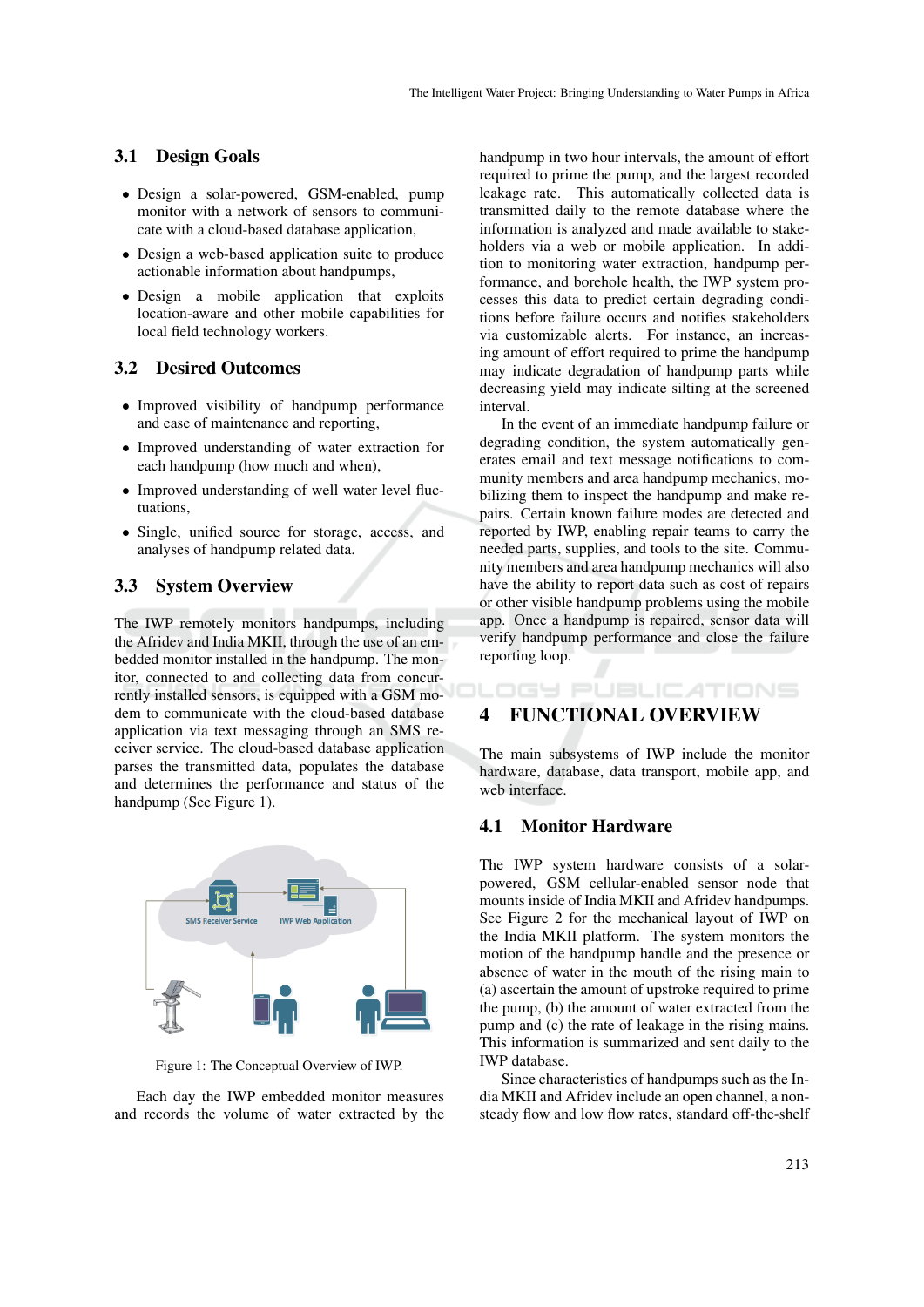### 3.1 Design Goals

- Design a solar-powered, GSM-enabled, pump monitor with a network of sensors to communicate with a cloud-based database application,
- Design a web-based application suite to produce actionable information about handpumps,
- Design a mobile application that exploits location-aware and other mobile capabilities for local field technology workers.

### 3.2 Desired Outcomes

- Improved visibility of handpump performance and ease of maintenance and reporting,
- Improved understanding of water extraction for each handpump (how much and when),
- Improved understanding of well water level fluctuations,
- Single, unified source for storage, access, and analyses of handpump related data.

### 3.3 System Overview

The IWP remotely monitors handpumps, including the Afridev and India MKII, through the use of an embedded monitor installed in the handpump. The monitor, connected to and collecting data from concurrently installed sensors, is equipped with a GSM modem to communicate with the cloud-based database application via text messaging through an SMS receiver service. The cloud-based database application parses the transmitted data, populates the database and determines the performance and status of the handpump (See Figure 1).

SMS Receiver Service

IWP Web Application

Figure 1: The Conceptual Overview of IWP.

Each day the IWP embedded monitor measures and records the volume of water extracted by the handpump in two hour intervals, the amount of effort required to prime the pump, and the largest recorded leakage rate. This automatically collected data is transmitted daily to the remote database where the information is analyzed and made available to stakeholders via a web or mobile application. In addition to monitoring water extraction, handpump performance, and borehole health, the IWP system processes this data to predict certain degrading conditions before failure occurs and notifies stakeholders via customizable alerts. For instance, an increasing amount of effort required to prime the handpump may indicate degradation of handpump parts while decreasing yield may indicate silting at the screened interval.

In the event of an immediate handpump failure or degrading condition, the system automatically generates email and text message notifications to community members and area handpump mechanics, mobilizing them to inspect the handpump and make repairs. Certain known failure modes are detected and reported by IWP, enabling repair teams to carry the needed parts, supplies, and tools to the site. Community members and area handpump mechanics will also have the ability to report data such as cost of repairs or other visible handpump problems using the mobile app. Once a handpump is repaired, sensor data will verify handpump performance and close the failure reporting loop.

## 4 FUNCTIONAL OVERVIEW

The main subsystems of IWP include the monitor hardware, database, data transport, mobile app, and web interface.

### 4.1 Monitor Hardware

The IWP system hardware consists of a solar-powered, GSM cellular-enabled sensor node that mounts inside of India MKII and Afridev handpumps. See Figure 2 for the mechanical layout of IWP on the India MKII platform. The system monitors the motion of the handpump handle and the presence or absence of water in the mouth of the rising main to (a) ascertain the amount of upstroke required to prime the pump, (b) the amount of water extracted from the pump and (c) the rate of leakage in the rising mains. This information is summarized and sent daily to the IWP database.

Since characteristics of handpumps such as the India MKII and Afridev include an open channel, a non-steady flow and low flow rates, standard off-the-shelf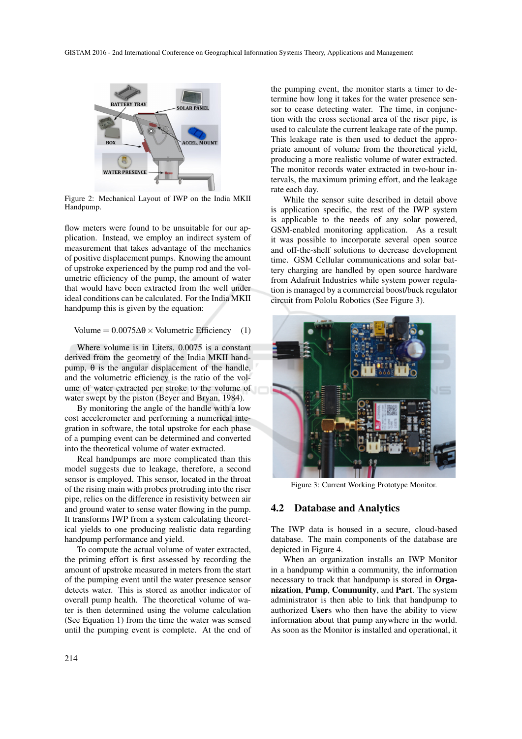Figure 2: Mechanical Layout of IWP on the India MKII Handpump.

flow meters were found to be unsuitable for our application. Instead, we employ an indirect system of measurement that takes advantage of the mechanics of positive displacement pumps. Knowing the amount of upstroke experienced by the pump rod and the volumetric efficiency of the pump, the amount of water that would have been extracted from the well under ideal conditions can be calculated. For the India MKII handpump this is given by the equation:

$$\text{Volume} = 0.0075\Delta\theta \times \text{Volumetric Efficiency} \quad (1)$$

Where volume is in Liters, 0.0075 is a constant derived from the geometry of the India MKII handpump, $\theta$ is the angular displacement of the handle, and the volumetric efficiency is the ratio of the volume of water extracted per stroke to the volume of water swept by the piston (Beyer and Bryan, 1984).

By monitoring the angle of the handle with a low cost accelerometer and performing a numerical integration in software, the total upstroke for each phase of a pumping event can be determined and converted into the theoretical volume of water extracted.

Real handpumps are more complicated than this model suggests due to leakage, therefore, a second sensor is employed. This sensor, located in the throat of the rising main with probes protruding into the riser pipe, relies on the difference in resistivity between air and ground water to sense water flowing in the pump. It transforms IWP from a system calculating theoretical yields to one producing realistic data regarding handpump performance and yield.

To compute the actual volume of water extracted, the priming effort is first assessed by recording the amount of upstroke measured in meters from the start of the pumping event until the water presence sensor detects water. This is stored as another indicator of overall pump health. The theoretical volume of water is then determined using the volume calculation (See Equation 1) from the time the water was sensed until the pumping event is complete. At the end of the pumping event, the monitor starts a timer to determine how long it takes for the water presence sensor to cease detecting water. The time, in conjunction with the cross sectional area of the riser pipe, is used to calculate the current leakage rate of the pump. This leakage rate is then used to deduct the appropriate amount of volume from the theoretical yield, producing a more realistic volume of water extracted. The monitor records water extracted in two-hour intervals, the maximum priming effort, and the leakage rate each day.

While the sensor suite described in detail above is application specific, the rest of the IWP system is applicable to the needs of any solar powered, GSM-enabled monitoring application. As a result it was possible to incorporate several open source and off-the-shelf solutions to decrease development time. GSM Cellular communications and solar battery charging are handled by open source hardware from Adafruit Industries while system power regulation is managed by a commercial boost/buck regulator circuit from Pololu Robotics (See Figure 3).

Figure 3: Current Working Prototype Monitor.

## 4.2 Database and Analytics

The IWP data is housed in a secure, cloud-based database. The main components of the database are depicted in Figure 4.

When an organization installs an IWP Monitor in a handpump within a community, the information necessary to track that handpump is stored in **Organization**, **Pump**, **Community**, and **Part**. The system administrator is then able to link that handpump to authorized **User**s who then have the ability to view information about that pump anywhere in the world. As soon as the Monitor is installed and operational, it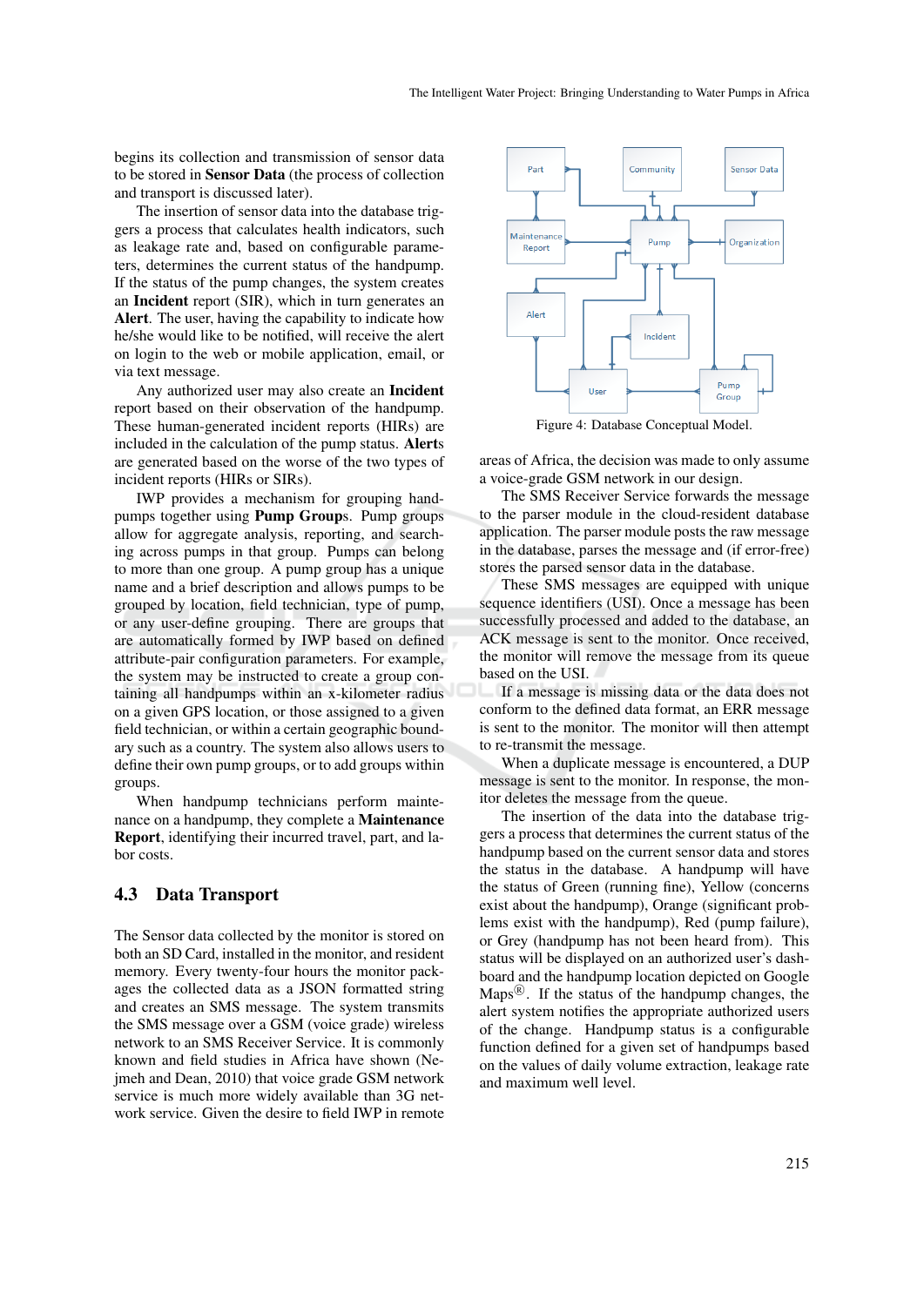begins its collection and transmission of sensor data to be stored in **Sensor Data** (the process of collection and transport is discussed later).

The insertion of sensor data into the database triggers a process that calculates health indicators, such as leakage rate and, based on configurable parameters, determines the current status of the handpump. If the status of the pump changes, the system creates an **Incident** report (SIR), which in turn generates an **Alert**. The user, having the capability to indicate how he/she would like to be notified, will receive the alert on login to the web or mobile application, email, or via text message.

Any authorized user may also create an **Incident** report based on their observation of the handpump. These human-generated incident reports (HIRs) are included in the calculation of the pump status. **Alert**s are generated based on the worse of the two types of incident reports (HIRs or SIRs).

IWP provides a mechanism for grouping handpumps together using **Pump Groups**. Pump groups allow for aggregate analysis, reporting, and searching across pumps in that group. Pumps can belong to more than one group. A pump group has a unique name and a brief description and allows pumps to be grouped by location, field technician, type of pump, or any user-define grouping. There are groups that are automatically formed by IWP based on defined attribute-pair configuration parameters. For example, the system may be instructed to create a group containing all handpumps within an x-kilometer radius on a given GPS location, or those assigned to a given field technician, or within a certain geographic boundary such as a country. The system also allows users to define their own pump groups, or to add groups within groups.

When handpump technicians perform maintenance on a handpump, they complete a **Maintenance Report**, identifying their incurred travel, part, and labor costs.

## 4.3 Data Transport

The Sensor data collected by the monitor is stored on both an SD Card, installed in the monitor, and resident memory. Every twenty-four hours the monitor packages the collected data as a JSON formatted string and creates an SMS message. The system transmits the SMS message over a GSM (voice grade) wireless network to an SMS Receiver Service. It is commonly known and field studies in Africa have shown (Nejmeh and Dean, 2010) that voice grade GSM network service is much more widely available than 3G network service. Given the desire to field IWP in remote areas of Africa, the decision was made to only assume a voice-grade GSM network in our design.

Part
Community
Sensor Data
Maintenance Report
Pump
Organization
Alert
Incident
User
Pump Group

Figure 4: Database Conceptual Model.

The SMS Receiver Service forwards the message to the parser module in the cloud-resident database application. The parser module posts the raw message in the database, parses the message and (if error-free) stores the parsed sensor data in the database.

These SMS messages are equipped with unique sequence identifiers (USI). Once a message has been successfully processed and added to the database, an ACK message is sent to the monitor. Once received, the monitor will remove the message from its queue based on the USI.

If a message is missing data or the data does not conform to the defined data format, an ERR message is sent to the monitor. The monitor will then attempt to re-transmit the message.

When a duplicate message is encountered, a DUP message is sent to the monitor. In response, the monitor deletes the message from the queue.

The insertion of the data into the database triggers a process that determines the current status of the handpump based on the current sensor data and stores the status in the database. A handpump will have the status of Green (running fine), Yellow (concerns exist about the handpump), Orange (significant problems exist with the handpump), Red (pump failure), or Grey (handpump has not been heard from). This status will be displayed on an authorized user's dashboard and the handpump location depicted on Google Maps®. If the status of the handpump changes, the alert system notifies the appropriate authorized users of the change. Handpump status is a configurable function defined for a given set of handpumps based on the values of daily volume extraction, leakage rate and maximum well level.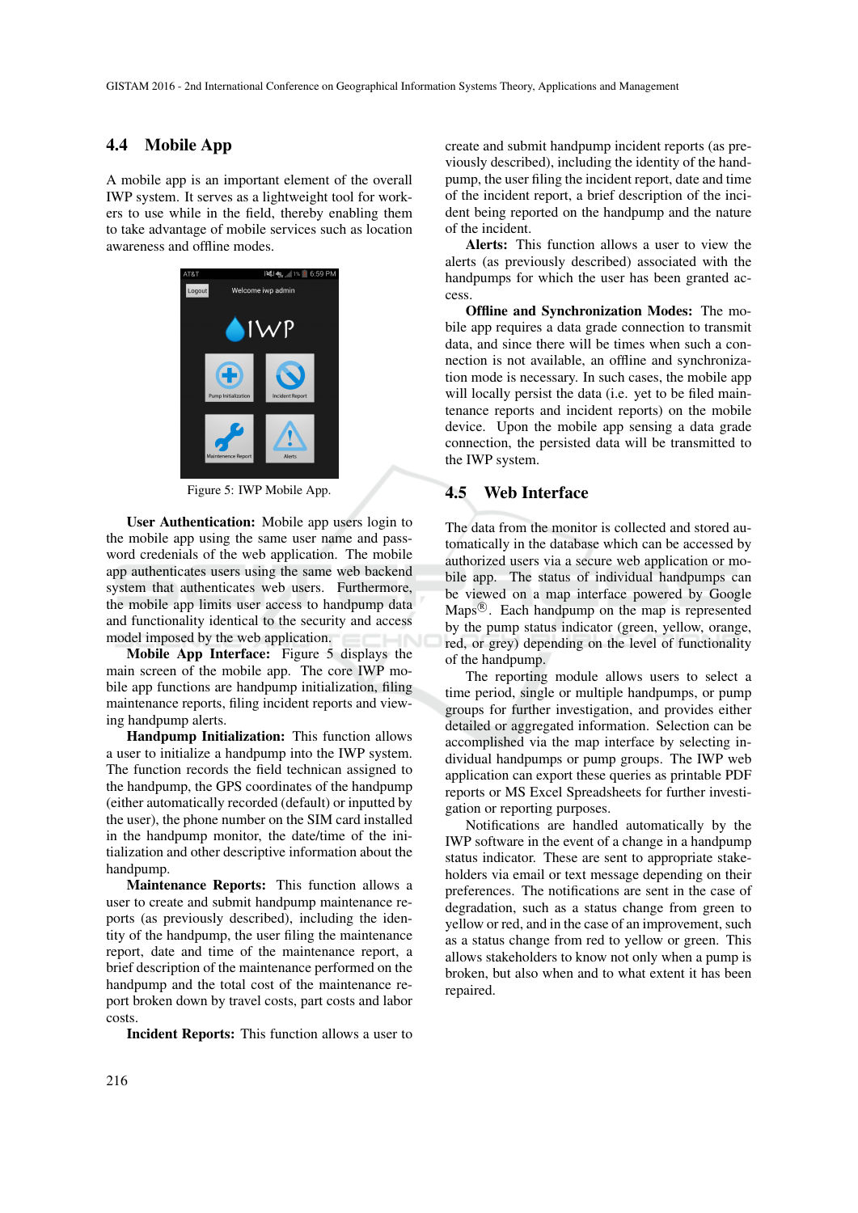### 4.4 Mobile App

A mobile app is an important element of the overall IWP system. It serves as a lightweight tool for workers to use while in the field, thereby enabling them to take advantage of mobile services such as location awareness and offline modes.

Figure 5: IWP Mobile App.

**User Authentication:** Mobile app users login to the mobile app using the same user name and password credenials of the web application. The mobile app authenticates users using the same web backend system that authenticates web users. Furthermore, the mobile app limits user access to handpump data and functionality identical to the security and access model imposed by the web application.

**Mobile App Interface:** Figure 5 displays the main screen of the mobile app. The core IWP mobile app functions are handpump initialization, filing maintenance reports, filing incident reports and viewing handpump alerts.

**Handpump Initialization:** This function allows a user to initialize a handpump into the IWP system. The function records the field technican assigned to the handpump, the GPS coordinates of the handpump (either automatically recorded (default) or inputted by the user), the phone number on the SIM card installed in the handpump monitor, the date/time of the initialization and other descriptive information about the handpump.

**Maintenance Reports:** This function allows a user to create and submit handpump maintenance reports (as previously described), including the identity of the handpump, the user filing the maintenance report, date and time of the maintenance report, a brief description of the maintenance performed on the handpump and the total cost of the maintenance report broken down by travel costs, part costs and labor costs.

**Incident Reports:** This function allows a user to create and submit handpump incident reports (as previously described), including the identity of the handpump, the user filing the incident report, date and time of the incident report, a brief description of the incident being reported on the handpump and the nature of the incident.

**Alerts:** This function allows a user to view the alerts (as previously described) associated with the handpumps for which the user has been granted access.

**Offline and Synchronization Modes:** The mobile app requires a data grade connection to transmit data, and since there will be times when such a connection is not available, an offline and synchronization mode is necessary. In such cases, the mobile app will locally persist the data (i.e. yet to be filed maintenance reports and incident reports) on the mobile device. Upon the mobile app sensing a data grade connection, the persisted data will be transmitted to the IWP system.

### 4.5 Web Interface

The data from the monitor is collected and stored automatically in the database which can be accessed by authorized users via a secure web application or mobile app. The status of individual handpumps can be viewed on a map interface powered by Google Maps®. Each handpump on the map is represented by the pump status indicator (green, yellow, orange, red, or grey) depending on the level of functionality of the handpump.

The reporting module allows users to select a time period, single or multiple handpumps, or pump groups for further investigation, and provides either detailed or aggregated information. Selection can be accomplished via the map interface by selecting individual handpumps or pump groups. The IWP web application can export these queries as printable PDF reports or MS Excel Spreadsheets for further investigation or reporting purposes.

Notifications are handled automatically by the IWP software in the event of a change in a handpump status indicator. These are sent to appropriate stakeholders via email or text message depending on their preferences. The notifications are sent in the case of degradation, such as a status change from green to yellow or red, and in the case of an improvement, such as a status change from red to yellow or green. This allows stakeholders to know not only when a pump is broken, but also when and to what extent it has been repaired.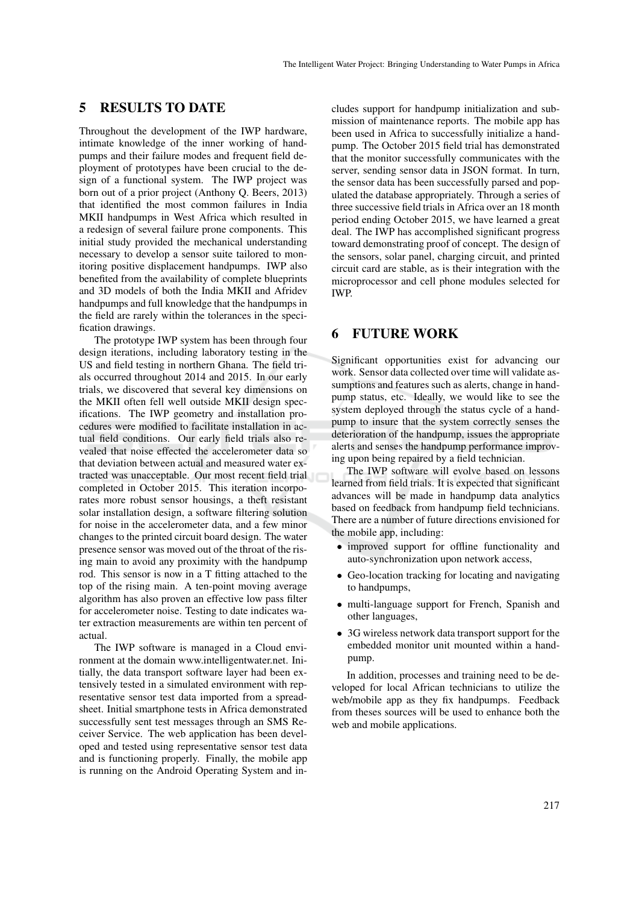## 5 RESULTS TO DATE

Throughout the development of the IWP hardware, intimate knowledge of the inner working of handpumps and their failure modes and frequent field deployment of prototypes have been crucial to the design of a functional system. The IWP project was born out of a prior project (Anthony Q. Beers, 2013) that identified the most common failures in India MKII handpumps in West Africa which resulted in a redesign of several failure prone components. This initial study provided the mechanical understanding necessary to develop a sensor suite tailored to monitoring positive displacement handpumps. IWP also benefited from the availability of complete blueprints and 3D models of both the India MKII and Afridev handpumps and full knowledge that the handpumps in the field are rarely within the tolerances in the specification drawings.

The prototype IWP system has been through four design iterations, including laboratory testing in the US and field testing in northern Ghana. The field trials occurred throughout 2014 and 2015. In our early trials, we discovered that several key dimensions on the MKII often fell well outside MKII design specifications. The IWP geometry and installation procedures were modified to facilitate installation in actual field conditions. Our early field trials also revealed that noise effected the accelerometer data so that deviation between actual and measured water extracted was unacceptable. Our most recent field trial completed in October 2015. This iteration incorporates more robust sensor housings, a theft resistant solar installation design, a software filtering solution for noise in the accelerometer data, and a few minor changes to the printed circuit board design. The water presence sensor was moved out of the throat of the rising main to avoid any proximity with the handpump rod. This sensor is now in a T fitting attached to the top of the rising main. A ten-point moving average algorithm has also proven an effective low pass filter for accelerometer noise. Testing to date indicates water extraction measurements are within ten percent of actual.

The IWP software is managed in a Cloud environment at the domain www.intelligentwater.net. Initially, the data transport software layer had been extensively tested in a simulated environment with representative sensor test data imported from a spreadsheet. Initial smartphone tests in Africa demonstrated successfully sent test messages through an SMS Receiver Service. The web application has been developed and tested using representative sensor test data and is functioning properly. Finally, the mobile app is running on the Android Operating System and includes support for handpump initialization and submission of maintenance reports. The mobile app has been used in Africa to successfully initialize a handpump. The October 2015 field trial has demonstrated that the monitor successfully communicates with the server, sending sensor data in JSON format. In turn, the sensor data has been successfully parsed and populated the database appropriately. Through a series of three successive field trials in Africa over an 18 month period ending October 2015, we have learned a great deal. The IWP has accomplished significant progress toward demonstrating proof of concept. The design of the sensors, solar panel, charging circuit, and printed circuit card are stable, as is their integration with the microprocessor and cell phone modules selected for IWP.

## 6 FUTURE WORK

Significant opportunities exist for advancing our work. Sensor data collected over time will validate assumptions and features such as alerts, change in handpump status, etc. Ideally, we would like to see the system deployed through the status cycle of a handpump to insure that the system correctly senses the deterioration of the handpump, issues the appropriate alerts and senses the handpump performance improving upon being repaired by a field technician.

The IWP software will evolve based on lessons learned from field trials. It is expected that significant advances will be made in handpump data analytics based on feedback from handpump field technicians. There are a number of future directions envisioned for the mobile app, including:

- improved support for offline functionality and auto-synchronization upon network access,
- Geo-location tracking for locating and navigating to handpumps,
- multi-language support for French, Spanish and other languages,
- 3G wireless network data transport support for the embedded monitor unit mounted within a handpump.

In addition, processes and training need to be developed for local African technicians to utilize the web/mobile app as they fix handpumps. Feedback from theses sources will be used to enhance both the web and mobile applications.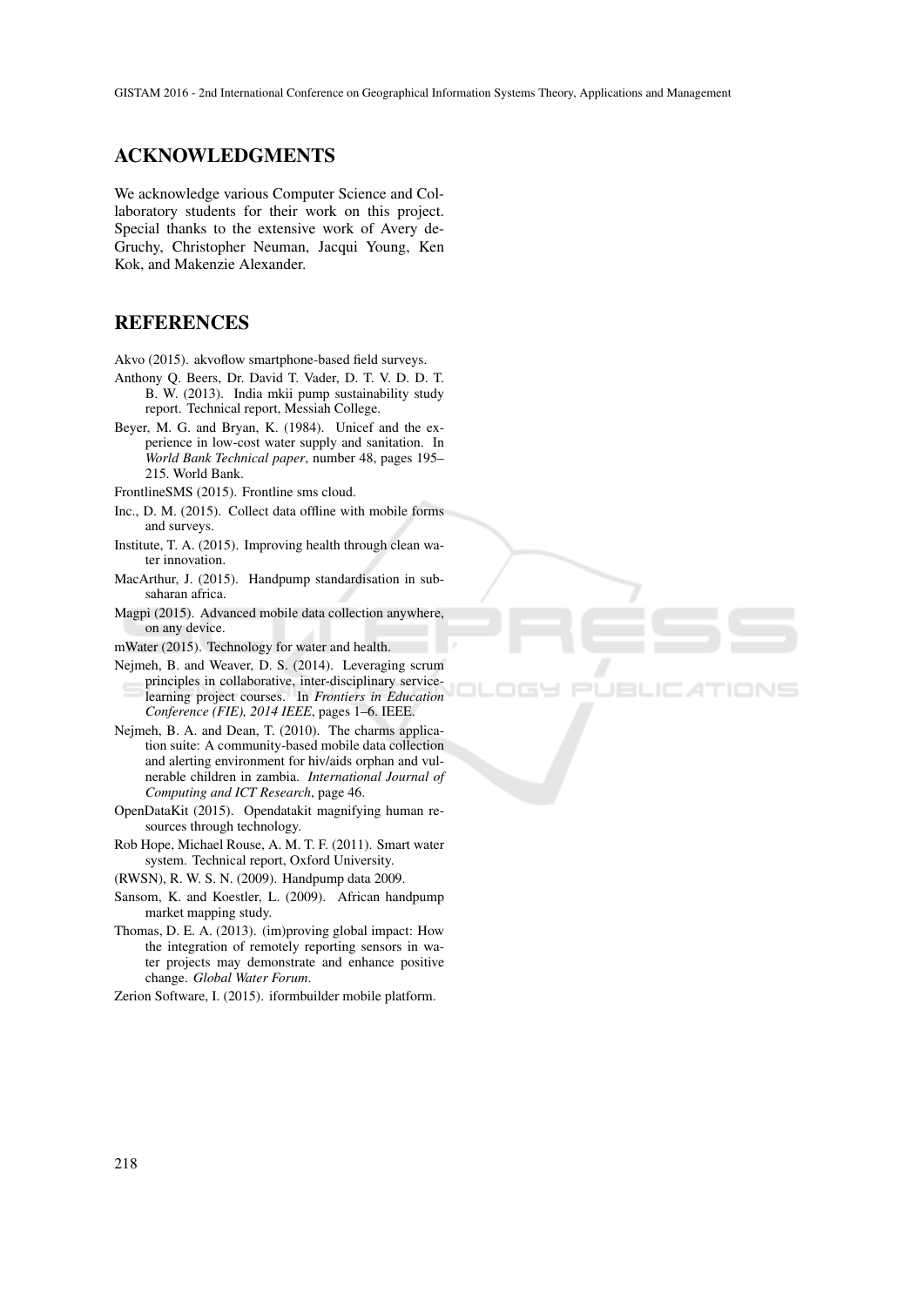## ACKNOWLEDGMENTS

We acknowledge various Computer Science and Collaboratory students for their work on this project. Special thanks to the extensive work of Avery deGruchy, Christopher Neuman, Jacqui Young, Ken Kok, and Makenzie Alexander.

## REFERENCES

Akvo (2015). akvoflow smartphone-based field surveys.

Anthony Q. Beers, Dr. David T. Vader, D. T. V. D. D. T. B. W. (2013). India mkii pump sustainability study report. Technical report, Messiah College.

Beyer, M. G. and Bryan, K. (1984). Unicef and the experience in low-cost water supply and sanitation. In *World Bank Technical paper*, number 48, pages 195–215. World Bank.

FrontlineSMS (2015). Frontline sms cloud.

Inc., D. M. (2015). Collect data offline with mobile forms and surveys.

Institute, T. A. (2015). Improving health through clean water innovation.

MacArthur, J. (2015). Handpump standardisation in sub-saharan africa.

Magpi (2015). Advanced mobile data collection anywhere, on any device.

mWater (2015). Technology for water and health.

Nejmeh, B. and Weaver, D. S. (2014). Leveraging scrum principles in collaborative, inter-disciplinary service-learning project courses. In *Frontiers in Education Conference (FIE), 2014 IEEE*, pages 1–6. IEEE.

Nejmeh, B. A. and Dean, T. (2010). The charms application suite: A community-based mobile data collection and alerting environment for hiv/aids orphan and vulnerable children in zambia. *International Journal of Computing and ICT Research*, page 46.

OpenDataKit (2015). Opendatakit magnifying human resources through technology.

Rob Hope, Michael Rouse, A. M. T. F. (2011). Smart water system. Technical report, Oxford University.

(RWSN), R. W. S. N. (2009). Handpump data 2009.

Sansom, K. and Koestler, L. (2009). African handpump market mapping study.

Thomas, D. E. A. (2013). (im)proving global impact: How the integration of remotely reporting sensors in water projects may demonstrate and enhance positive change. *Global Water Forum*.

Zerion Software, I. (2015). iformbuilder mobile platform.